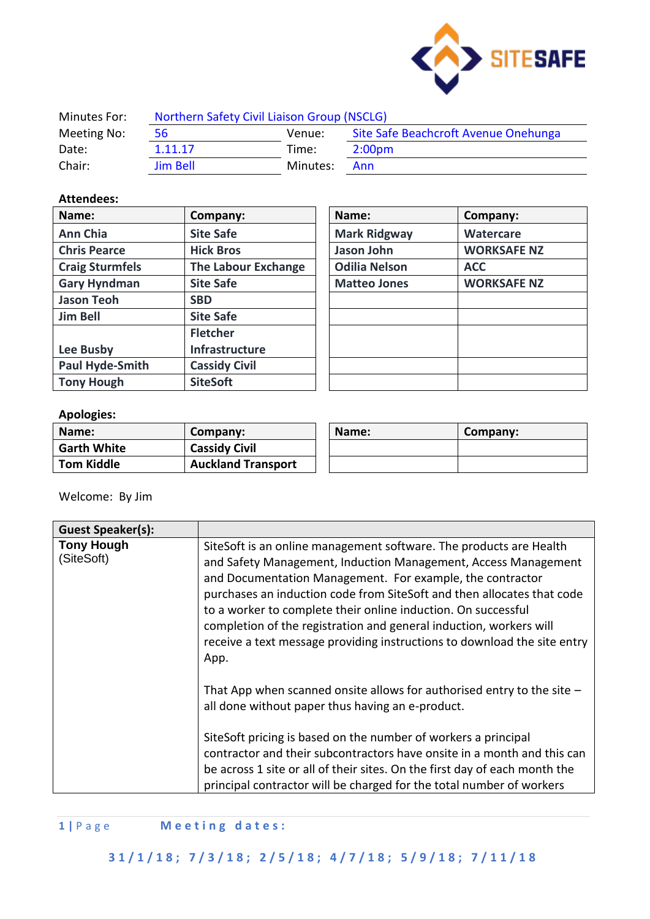| Minutes For: | Northern Safety Civil Liaison Group (NSCLG) | | |
|---|---|---|---|
| Meeting No: | 56 | Venue: | Site Safe Beachcroft Avenue Onehunga |
| Date: | 1.11.17 | Time: | 2:00pm |
| Chair: | Jim Bell | Minutes: | Ann |

**Attendees:**

| Name: | Company: |
|---|---|
| Ann Chia | Site Safe |
| Chris Pearce | Hick Bros |
| Craig Sturmfels | The Labour Exchange |
| Gary Hyndman | Site Safe |
| Jason Teoh | SBD |
| Jim Bell | Site Safe |
| Lee Busby | Fletcher Infrastructure |
| Paul Hyde-Smith | Cassidy Civil |
| Tony Hough | SiteSoft |
| Mark Ridgway | Watercare |
| Jason John | WORKSAFE NZ |
| Odilia Nelson | ACC |
| Matteo Jones | WORKSAFE NZ |

**Apologies:**

| Name: | Company: |
|---|---|
| Garth White | Cassidy Civil |
| Tom Kiddle | Auckland Transport |

Welcome: By Jim

| Guest Speaker(s): | |
|---|---|
| **Tony Hough** (SiteSoft) | SiteSoft is an online management software. The products are Health and Safety Management, Induction Management, Access Management and Documentation Management. For example, the contractor purchases an induction code from SiteSoft and then allocates that code to a worker to complete their online induction. On successful completion of the registration and general induction, workers will receive a text message providing instructions to download the site entry App.<br><br>That App when scanned onsite allows for authorised entry to the site – all done without paper thus having an e-product.<br><br>SiteSoft pricing is based on the number of workers a principal contractor and their subcontractors have onsite in a month and this can be across 1 site or all of their sites. On the first day of each month the principal contractor will be charged for the total number of workers |

**Meeting dates:**

31/1/18; 7/3/18; 2/5/18; 4/7/18; 5/9/18; 7/11/18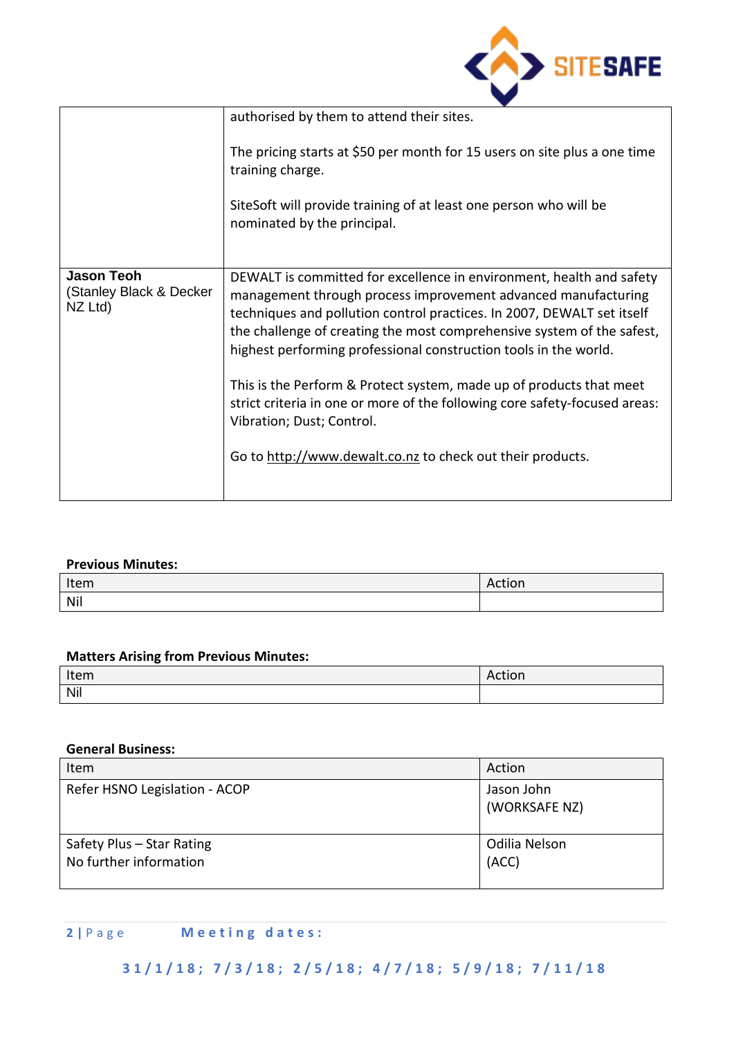| | |
|---|---|
| | authorised by them to attend their sites.<br><br>The pricing starts at $50 per month for 15 users on site plus a one time training charge.<br><br>SiteSoft will provide training of at least one person who will be nominated by the principal. |
| **Jason Teoh**<br>(Stanley Black & Decker NZ Ltd) | DEWALT is committed for excellence in environment, health and safety management through process improvement advanced manufacturing techniques and pollution control practices. In 2007, DEWALT set itself the challenge of creating the most comprehensive system of the safest, highest performing professional construction tools in the world.<br><br>This is the Perform & Protect system, made up of products that meet strict criteria in one or more of the following core safety-focused areas: Vibration; Dust; Control.<br><br>Go to http://www.dewalt.co.nz to check out their products. |

**Previous Minutes:**

| Item | Action |
|---|---|
| Nil | |

**Matters Arising from Previous Minutes:**

| Item | Action |
|---|---|
| Nil | |

**General Business:**

| Item | Action |
|---|---|
| Refer HSNO Legislation - ACOP | Jason John<br>(WORKSAFE NZ) |
| Safety Plus – Star Rating<br>No further information | Odilia Nelson<br>(ACC) |

**Meeting dates:**

**31/1/18; 7/3/18; 2/5/18; 4/7/18; 5/9/18; 7/11/18**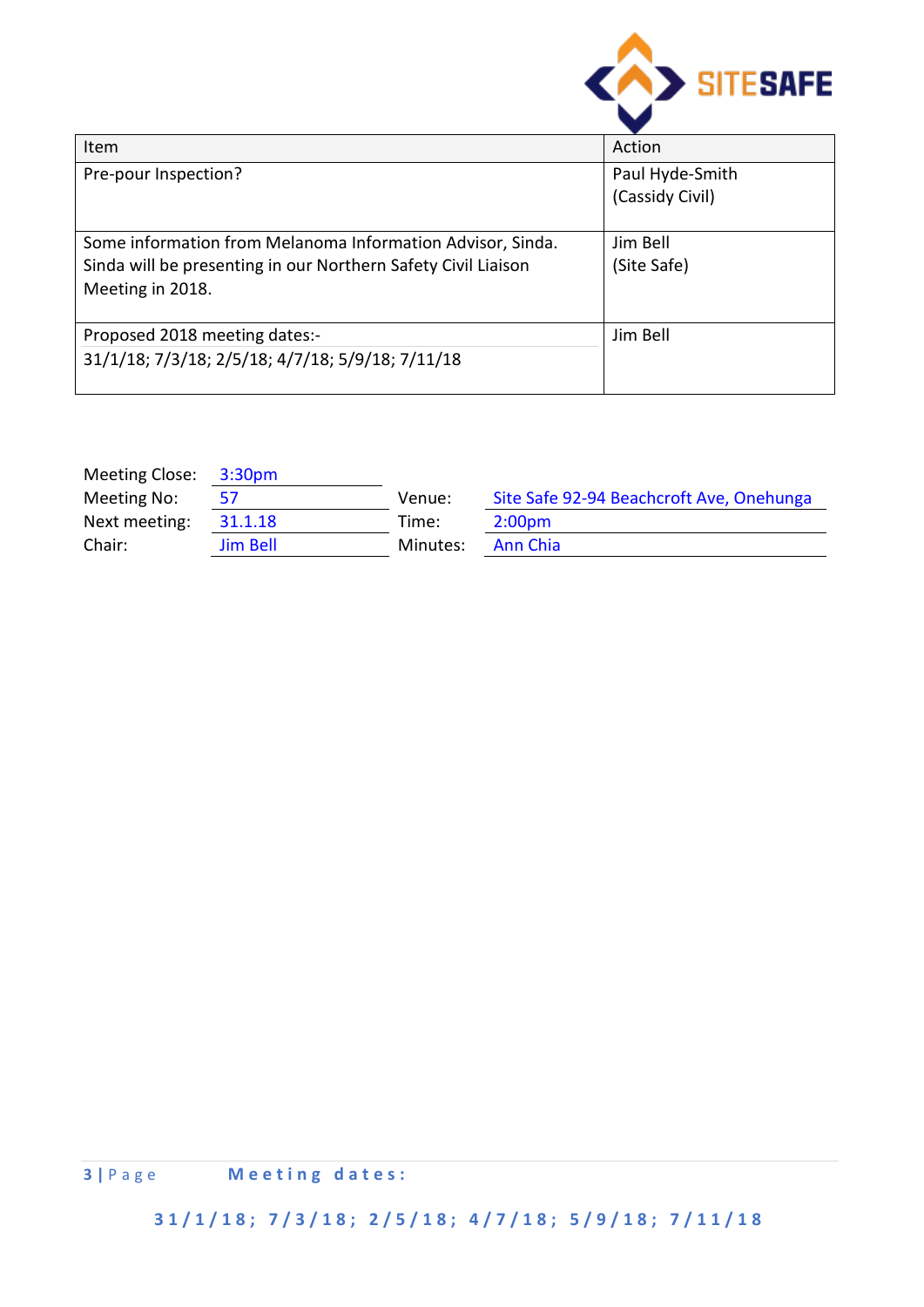| Item | Action |
| --- | --- |
| Pre-pour Inspection? | Paul Hyde-Smith (Cassidy Civil) |
| Some information from Melanoma Information Advisor, Sinda. Sinda will be presenting in our Northern Safety Civil Liaison Meeting in 2018. | Jim Bell (Site Safe) |
| Proposed 2018 meeting dates:- 31/1/18; 7/3/18; 2/5/18; 4/7/18; 5/9/18; 7/11/18 | Jim Bell |

| | | | |
| --- | --- | --- | --- |
| Meeting Close: | 3:30pm | | |
| Meeting No: | 57 | Venue: | Site Safe 92-94 Beachcroft Ave, Onehunga |
| Next meeting: | 31.1.18 | Time: | 2:00pm |
| Chair: | Jim Bell | Minutes: | Ann Chia |

**Meeting dates:**

**31/1/18; 7/3/18; 2/5/18; 4/7/18; 5/9/18; 7/11/18**